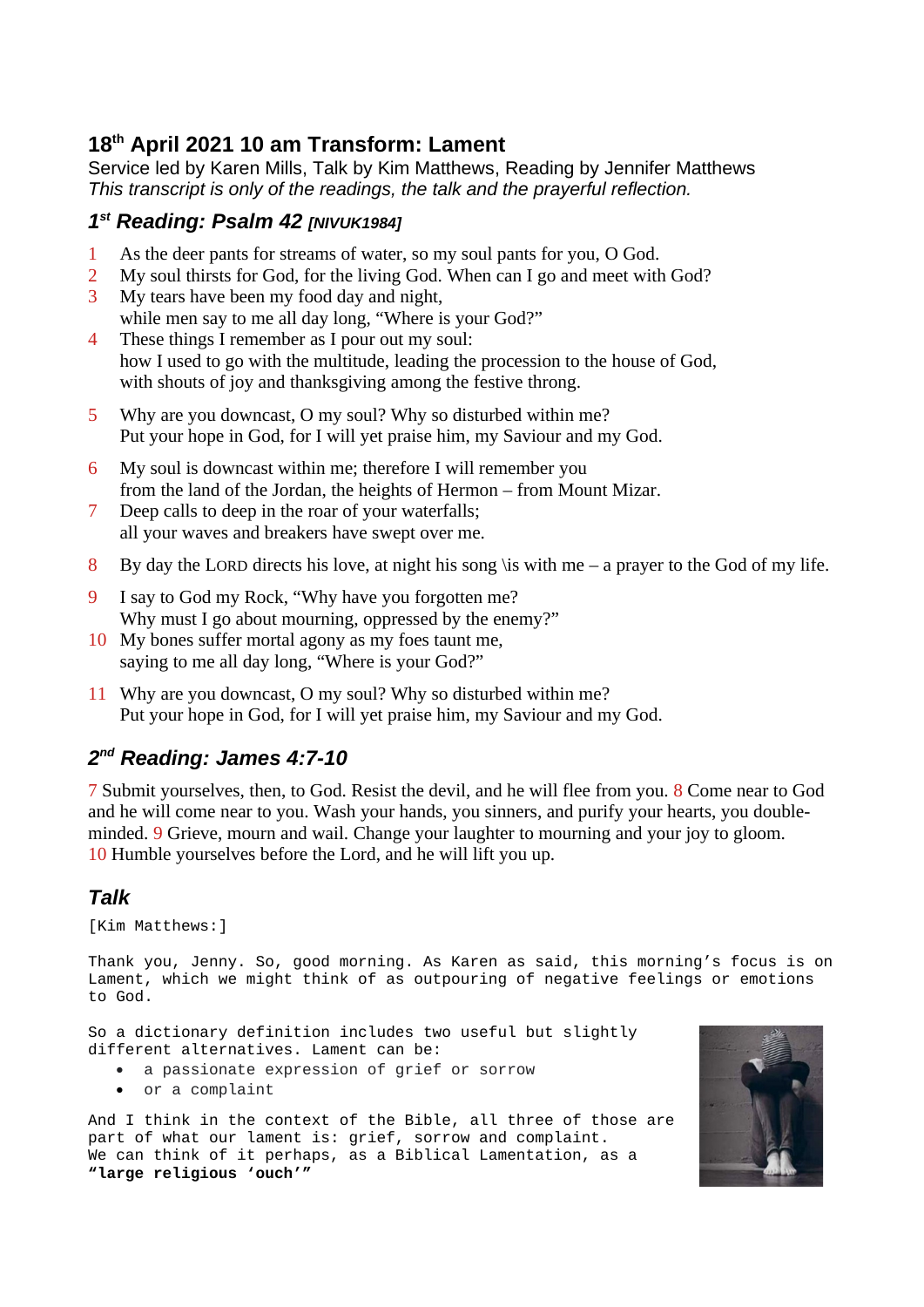# 18th April 2021 10 am Transform: Lament

Service led by Karen Mills, Talk by Kim Matthews, Reading by Jennifer Matthews

*This transcript is only of the readings, the talk and the prayerful reflection.*

## *1st Reading: Psalm 42 [NIVUK1984]*

1 As the deer pants for streams of water, so my soul pants for you, O God.
2 My soul thirsts for God, for the living God. When can I go and meet with God?
3 My tears have been my food day and night,
while men say to me all day long, "Where is your God?"
4 These things I remember as I pour out my soul:
how I used to go with the multitude, leading the procession to the house of God,
with shouts of joy and thanksgiving among the festive throng.

5 Why are you downcast, O my soul? Why so disturbed within me?
Put your hope in God, for I will yet praise him, my Saviour and my God.

6 My soul is downcast within me; therefore I will remember you
from the land of the Jordan, the heights of Hermon – from Mount Mizar.
7 Deep calls to deep in the roar of your waterfalls;
all your waves and breakers have swept over me.

8 By day the LORD directs his love, at night his song \is with me – a prayer to the God of my life.

9 I say to God my Rock, "Why have you forgotten me?
Why must I go about mourning, oppressed by the enemy?"
10 My bones suffer mortal agony as my foes taunt me,
saying to me all day long, "Where is your God?"

11 Why are you downcast, O my soul? Why so disturbed within me?
Put your hope in God, for I will yet praise him, my Saviour and my God.

## *2nd Reading: James 4:7-10*

7 Submit yourselves, then, to God. Resist the devil, and he will flee from you. 8 Come near to God and he will come near to you. Wash your hands, you sinners, and purify your hearts, you double-minded. 9 Grieve, mourn and wail. Change your laughter to mourning and your joy to gloom. 10 Humble yourselves before the Lord, and he will lift you up.

## *Talk*

[Kim Matthews:]

Thank you, Jenny. So, good morning. As Karen as said, this morning's focus is on Lament, which we might think of as outpouring of negative feelings or emotions to God.

So a dictionary definition includes two useful but slightly different alternatives. Lament can be:

- a passionate expression of grief or sorrow
- or a complaint

And I think in the context of the Bible, all three of those are part of what our lament is: grief, sorrow and complaint. We can think of it perhaps, as a Biblical Lamentation, as a **"large religious 'ouch'"**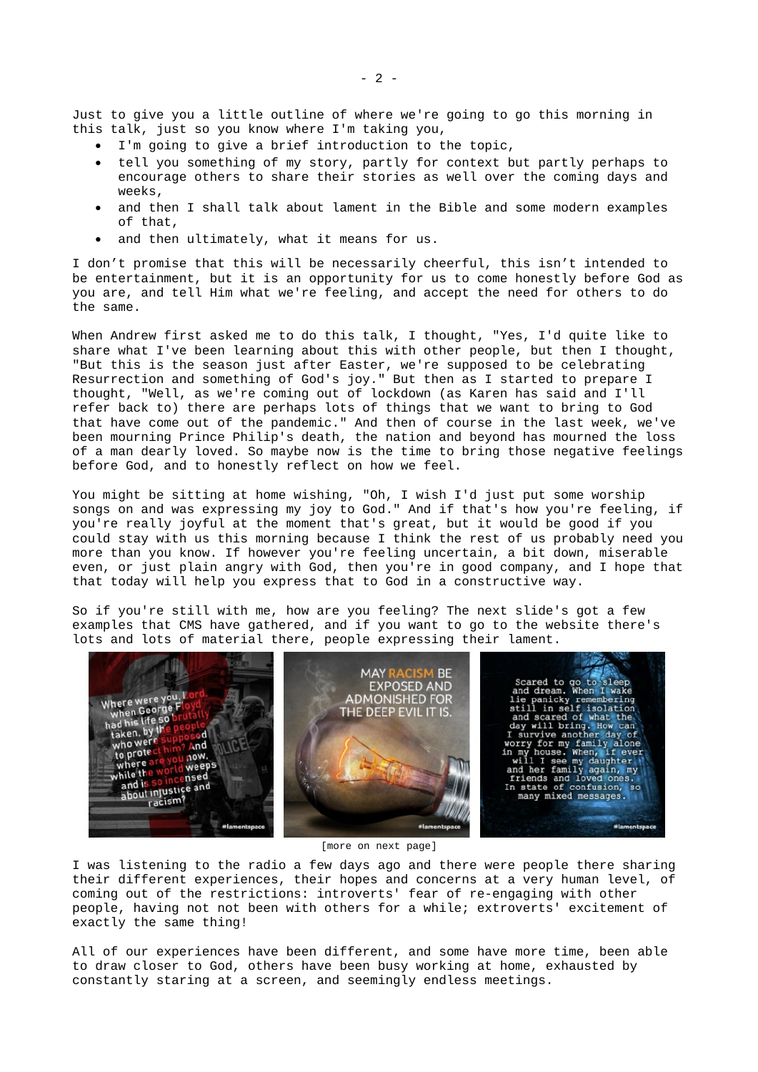Just to give you a little outline of where we're going to go this morning in this talk, just so you know where I'm taking you,

- I'm going to give a brief introduction to the topic,
- tell you something of my story, partly for context but partly perhaps to encourage others to share their stories as well over the coming days and weeks,
- and then I shall talk about lament in the Bible and some modern examples of that,
- and then ultimately, what it means for us.

I don’t promise that this will be necessarily cheerful, this isn’t intended to be entertainment, but it is an opportunity for us to come honestly before God as you are, and tell Him what we're feeling, and accept the need for others to do the same.

When Andrew first asked me to do this talk, I thought, "Yes, I'd quite like to share what I've been learning about this with other people, but then I thought, "But this is the season just after Easter, we're supposed to be celebrating Resurrection and something of God's joy." But then as I started to prepare I thought, "Well, as we're coming out of lockdown (as Karen has said and I'll refer back to) there are perhaps lots of things that we want to bring to God that have come out of the pandemic." And then of course in the last week, we've been mourning Prince Philip's death, the nation and beyond has mourned the loss of a man dearly loved. So maybe now is the time to bring those negative feelings before God, and to honestly reflect on how we feel.

You might be sitting at home wishing, "Oh, I wish I'd just put some worship songs on and was expressing my joy to God." And if that's how you're feeling, if you're really joyful at the moment that's great, but it would be good if you could stay with us this morning because I think the rest of us probably need you more than you know. If however you're feeling uncertain, a bit down, miserable even, or just plain angry with God, then you're in good company, and I hope that that today will help you express that to God in a constructive way.

So if you're still with me, how are you feeling? The next slide's got a few examples that CMS have gathered, and if you want to go to the website there's lots and lots of material there, people expressing their lament.

Where were you, Lord, when George Floyd had his life so brutally taken, by the people who were supposed to protect him? And where are you now, while the world weeps and is so incensed about injustice and racism?

#lamentspace

MAY RACISM BE EXPOSED AND ADMONISHED FOR THE DEEP EVIL IT IS.

#lamentspace

Scared to go to sleep and dream. When I wake lie panicky remembering still in self isolation and scared of what the day will bring. How can I survive another day of worry for my family alone in my house. When, if ever will I see my daughter and her family again, my friends and loved ones. In state of confusion, so many mixed messages.

#lamentspace

[more on next page]

I was listening to the radio a few days ago and there were people there sharing their different experiences, their hopes and concerns at a very human level, of coming out of the restrictions: introverts' fear of re-engaging with other people, having not not been with others for a while; extroverts' excitement of exactly the same thing!

All of our experiences have been different, and some have more time, been able to draw closer to God, others have been busy working at home, exhausted by constantly staring at a screen, and seemingly endless meetings.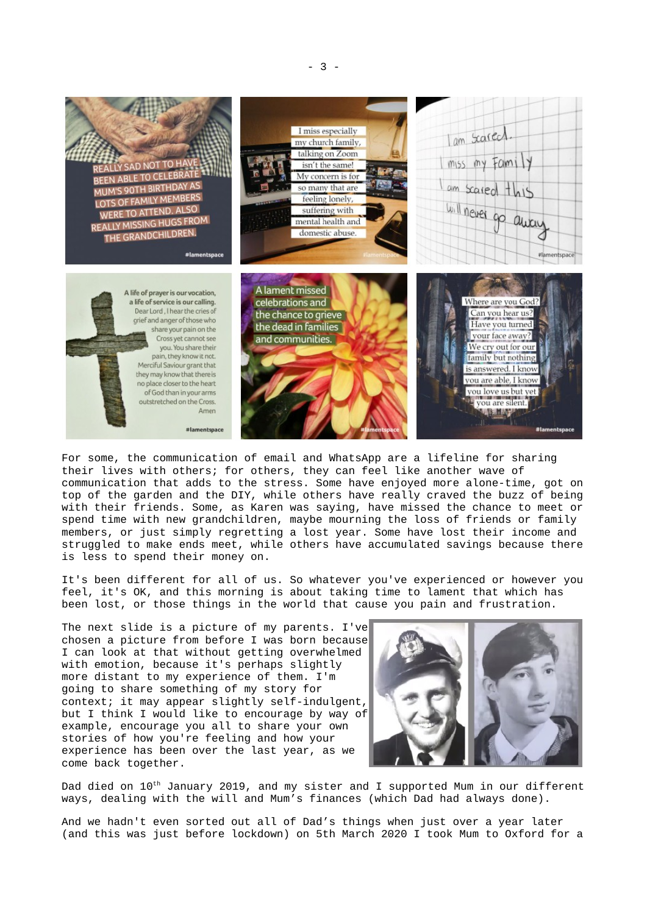For some, the communication of email and WhatsApp are a lifeline for sharing their lives with others; for others, they can feel like another wave of communication that adds to the stress. Some have enjoyed more alone-time, got on top of the garden and the DIY, while others have really craved the buzz of being with their friends. Some, as Karen was saying, have missed the chance to meet or spend time with new grandchildren, maybe mourning the loss of friends or family members, or just simply regretting a lost year. Some have lost their income and struggled to make ends meet, while others have accumulated savings because there is less to spend their money on.

It's been different for all of us. So whatever you've experienced or however you feel, it's OK, and this morning is about taking time to lament that which has been lost, or those things in the world that cause you pain and frustration.

The next slide is a picture of my parents. I've chosen a picture from before I was born because I can look at that without getting overwhelmed with emotion, because it's perhaps slightly more distant to my experience of them. I'm going to share something of my story for context; it may appear slightly self-indulgent, but I think I would like to encourage by way of example, encourage you all to share your own stories of how you're feeling and how your experience has been over the last year, as we come back together.

Dad died on 10th January 2019, and my sister and I supported Mum in our different ways, dealing with the will and Mum's finances (which Dad had always done).

And we hadn't even sorted out all of Dad's things when just over a year later (and this was just before lockdown) on 5th March 2020 I took Mum to Oxford for a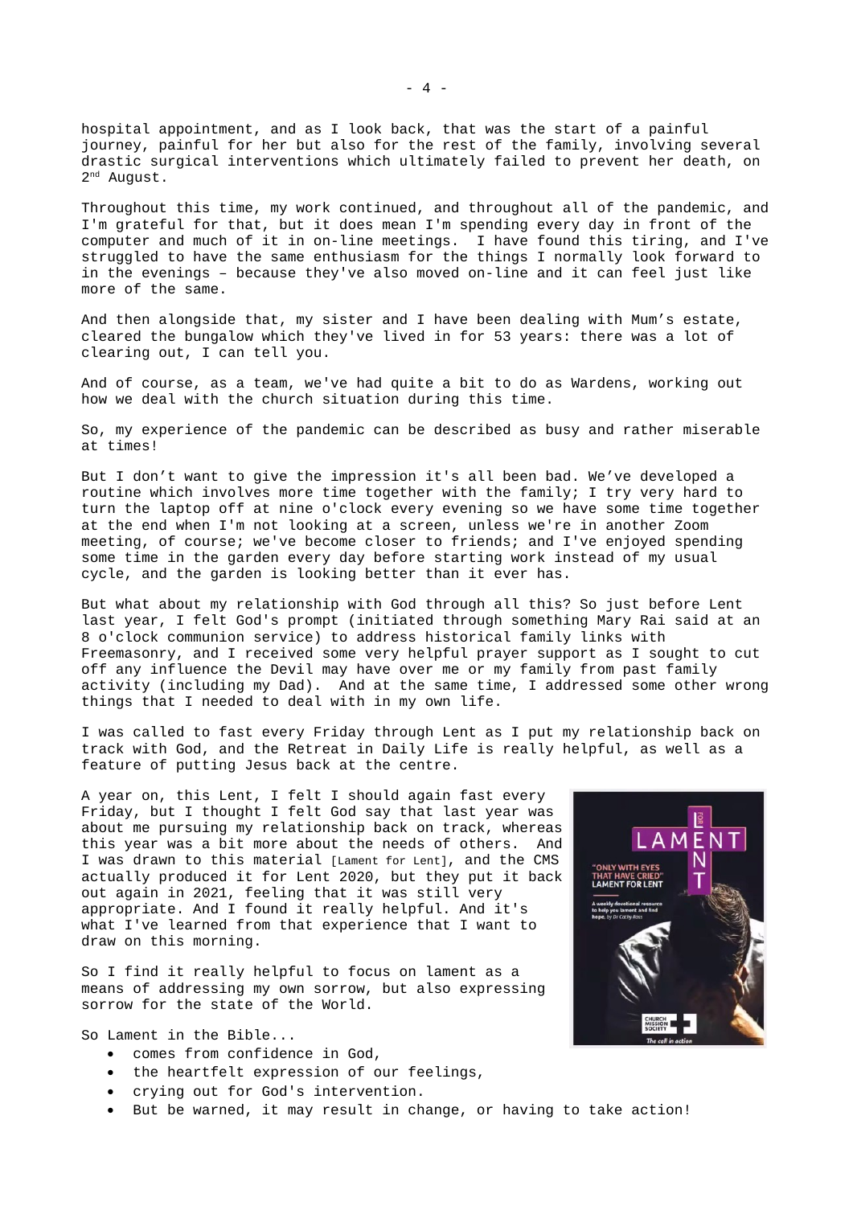hospital appointment, and as I look back, that was the start of a painful journey, painful for her but also for the rest of the family, involving several drastic surgical interventions which ultimately failed to prevent her death, on 2nd August.

Throughout this time, my work continued, and throughout all of the pandemic, and I'm grateful for that, but it does mean I'm spending every day in front of the computer and much of it in on-line meetings. I have found this tiring, and I've struggled to have the same enthusiasm for the things I normally look forward to in the evenings – because they've also moved on-line and it can feel just like more of the same.

And then alongside that, my sister and I have been dealing with Mum's estate, cleared the bungalow which they've lived in for 53 years: there was a lot of clearing out, I can tell you.

And of course, as a team, we've had quite a bit to do as Wardens, working out how we deal with the church situation during this time.

So, my experience of the pandemic can be described as busy and rather miserable at times!

But I don't want to give the impression it's all been bad. We've developed a routine which involves more time together with the family; I try very hard to turn the laptop off at nine o'clock every evening so we have some time together at the end when I'm not looking at a screen, unless we're in another Zoom meeting, of course; we've become closer to friends; and I've enjoyed spending some time in the garden every day before starting work instead of my usual cycle, and the garden is looking better than it ever has.

But what about my relationship with God through all this? So just before Lent last year, I felt God's prompt (initiated through something Mary Rai said at an 8 o'clock communion service) to address historical family links with Freemasonry, and I received some very helpful prayer support as I sought to cut off any influence the Devil may have over me or my family from past family activity (including my Dad). And at the same time, I addressed some other wrong things that I needed to deal with in my own life.

I was called to fast every Friday through Lent as I put my relationship back on track with God, and the Retreat in Daily Life is really helpful, as well as a feature of putting Jesus back at the centre.

A year on, this Lent, I felt I should again fast every Friday, but I thought I felt God say that last year was about me pursuing my relationship back on track, whereas this year was a bit more about the needs of others. And I was drawn to this material [Lament for Lent], and the CMS actually produced it for Lent 2020, but they put it back out again in 2021, feeling that it was still very appropriate. And I found it really helpful. And it's what I've learned from that experience that I want to draw on this morning.

So I find it really helpful to focus on lament as a means of addressing my own sorrow, but also expressing sorrow for the state of the World.

So Lament in the Bible...

- comes from confidence in God,
- the heartfelt expression of our feelings,
- crying out for God's intervention.
- But be warned, it may result in change, or having to take action!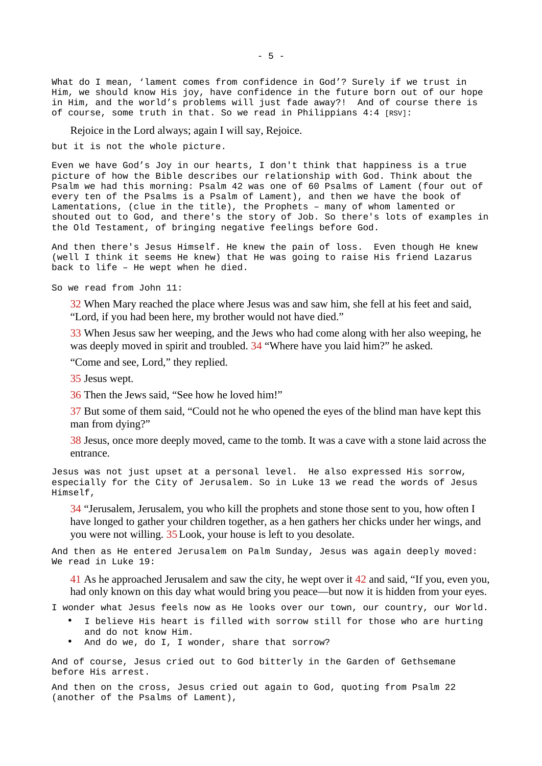What do I mean, 'lament comes from confidence in God'? Surely if we trust in Him, we should know His joy, have confidence in the future born out of our hope in Him, and the world's problems will just fade away?! And of course there is of course, some truth in that. So we read in Philippians 4:4 [RSV]:

> Rejoice in the Lord always; again I will say, Rejoice.

but it is not the whole picture.

Even we have God's Joy in our hearts, I don't think that happiness is a true picture of how the Bible describes our relationship with God. Think about the Psalm we had this morning: Psalm 42 was one of 60 Psalms of Lament (four out of every ten of the Psalms is a Psalm of Lament), and then we have the book of Lamentations, (clue in the title), the Prophets – many of whom lamented or shouted out to God, and there's the story of Job. So there's lots of examples in the Old Testament, of bringing negative feelings before God.

And then there's Jesus Himself. He knew the pain of loss. Even though He knew (well I think it seems He knew) that He was going to raise His friend Lazarus back to life – He wept when he died.

So we read from John 11:

> 32 When Mary reached the place where Jesus was and saw him, she fell at his feet and said, "Lord, if you had been here, my brother would not have died."
>
> 33 When Jesus saw her weeping, and the Jews who had come along with her also weeping, he was deeply moved in spirit and troubled. 34 "Where have you laid him?" he asked.
>
> "Come and see, Lord," they replied.
>
> 35 Jesus wept.
>
> 36 Then the Jews said, "See how he loved him!"
>
> 37 But some of them said, "Could not he who opened the eyes of the blind man have kept this man from dying?"
>
> 38 Jesus, once more deeply moved, came to the tomb. It was a cave with a stone laid across the entrance.

Jesus was not just upset at a personal level. He also expressed His sorrow, especially for the City of Jerusalem. So in Luke 13 we read the words of Jesus Himself,

> 34 "Jerusalem, Jerusalem, you who kill the prophets and stone those sent to you, how often I have longed to gather your children together, as a hen gathers her chicks under her wings, and you were not willing. 35 Look, your house is left to you desolate.

And then as He entered Jerusalem on Palm Sunday, Jesus was again deeply moved: We read in Luke 19:

> 41 As he approached Jerusalem and saw the city, he wept over it 42 and said, "If you, even you, had only known on this day what would bring you peace—but now it is hidden from your eyes.

I wonder what Jesus feels now as He looks over our town, our country, our World.

- I believe His heart is filled with sorrow still for those who are hurting and do not know Him.
- And do we, do I, I wonder, share that sorrow?

And of course, Jesus cried out to God bitterly in the Garden of Gethsemane before His arrest.

And then on the cross, Jesus cried out again to God, quoting from Psalm 22 (another of the Psalms of Lament),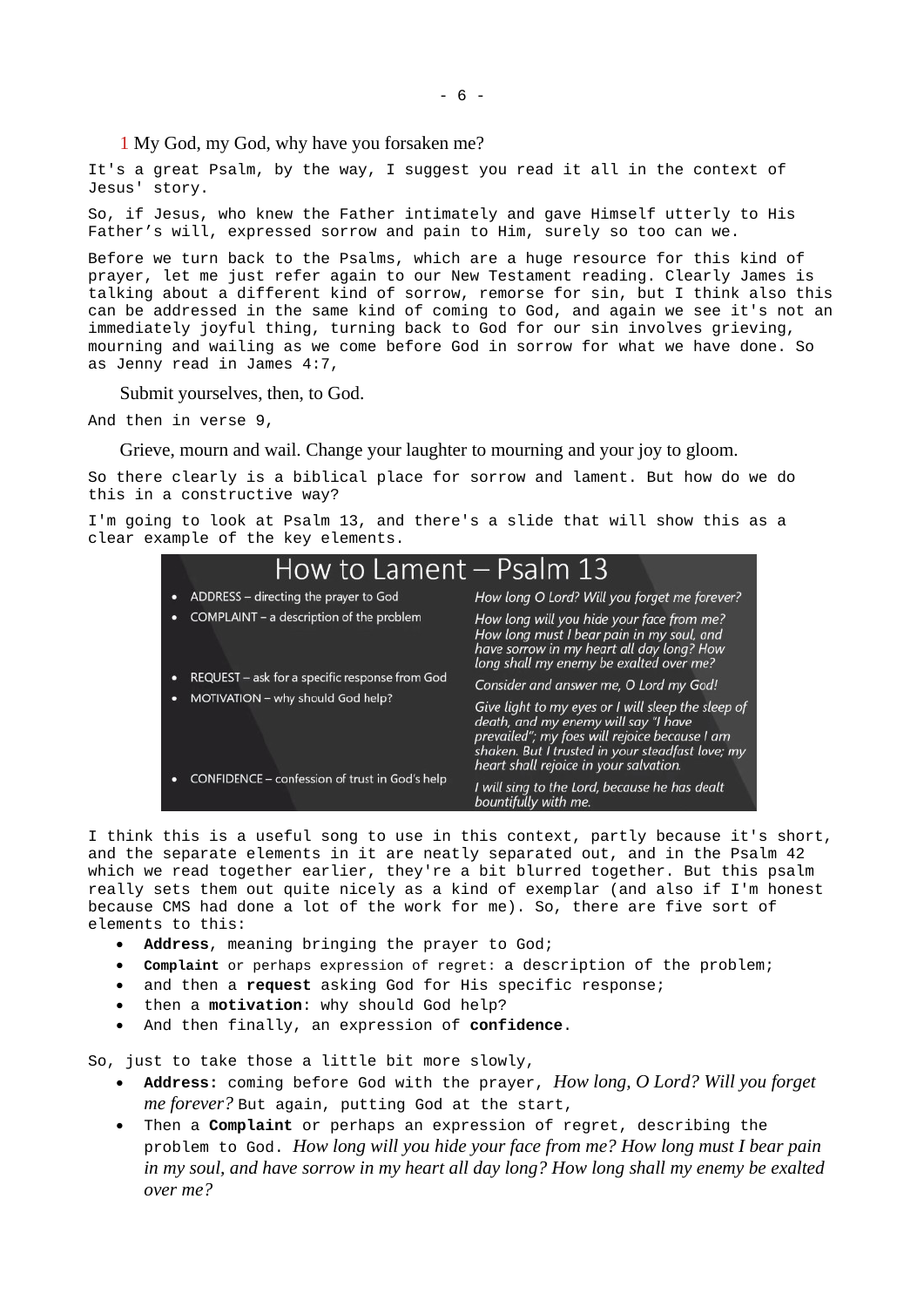1 My God, my God, why have you forsaken me?

It's a great Psalm, by the way, I suggest you read it all in the context of Jesus' story.

So, if Jesus, who knew the Father intimately and gave Himself utterly to His Father's will, expressed sorrow and pain to Him, surely so too can we.

Before we turn back to the Psalms, which are a huge resource for this kind of prayer, let me just refer again to our New Testament reading. Clearly James is talking about a different kind of sorrow, remorse for sin, but I think also this can be addressed in the same kind of coming to God, and again we see it's not an immediately joyful thing, turning back to God for our sin involves grieving, mourning and wailing as we come before God in sorrow for what we have done. So as Jenny read in James 4:7,

> Submit yourselves, then, to God.

And then in verse 9,

> Grieve, mourn and wail. Change your laughter to mourning and your joy to gloom.

So there clearly is a biblical place for sorrow and lament. But how do we do this in a constructive way?

I'm going to look at Psalm 13, and there's a slide that will show this as a clear example of the key elements.

**How to Lament – Psalm 13**

| | |
|---|---|
| ADDRESS – directing the prayer to God | *How long O Lord? Will you forget me forever?* |
| COMPLAINT – a description of the problem | *How long will you hide your face from me? How long must I bear pain in my soul, and have sorrow in my heart all day long? How long shall my enemy be exalted over me?* |
| REQUEST – ask for a specific response from God | *Consider and answer me, O Lord my God!* |
| MOTIVATION – why should God help? | *Give light to my eyes or I will sleep the sleep of death, and my enemy will say "I have prevailed"; my foes will rejoice because I am shaken. But I trusted in your steadfast love; my heart shall rejoice in your salvation.* |
| CONFIDENCE – confession of trust in God's help | *I will sing to the Lord, because he has dealt bountifully with me.* |

I think this is a useful song to use in this context, partly because it's short, and the separate elements in it are neatly separated out, and in the Psalm 42 which we read together earlier, they're a bit blurred together. But this psalm really sets them out quite nicely as a kind of exemplar (and also if I'm honest because CMS had done a lot of the work for me). So, there are five sort of elements to this:

- **Address**, meaning bringing the prayer to God;
- **Complaint** or perhaps expression of regret: a description of the problem;
- and then a **request** asking God for His specific response;
- then a **motivation**: why should God help?
- And then finally, an expression of **confidence**.

So, just to take those a little bit more slowly,

- **Address:** coming before God with the prayer, *How long, O Lord? Will you forget me forever?* But again, putting God at the start,
- Then a **Complaint** or perhaps an expression of regret, describing the problem to God. *How long will you hide your face from me? How long must I bear pain in my soul, and have sorrow in my heart all day long? How long shall my enemy be exalted over me?*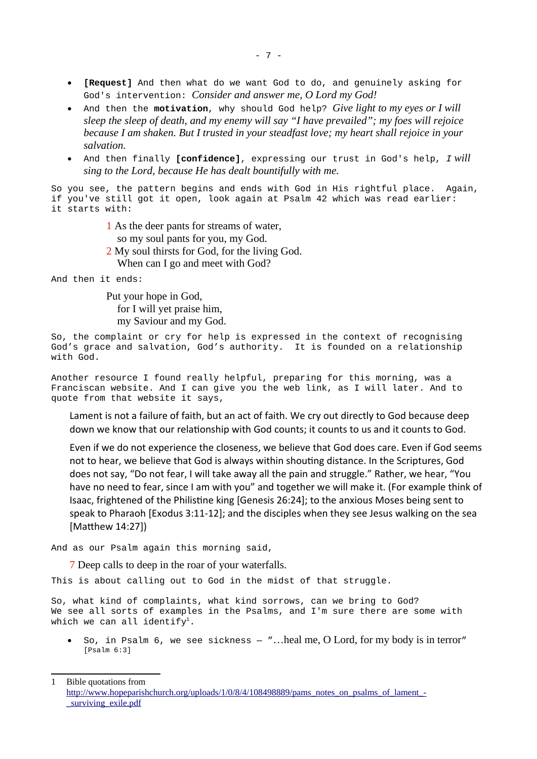- **[Request]** And then what do we want God to do, and genuinely asking for God's intervention: *Consider and answer me, O Lord my God!*
- And then the **motivation**, why should God help? *Give light to my eyes or I will sleep the sleep of death, and my enemy will say "I have prevailed"; my foes will rejoice because I am shaken. But I trusted in your steadfast love; my heart shall rejoice in your salvation.*
- And then finally **[confidence]**, expressing our trust in God's help, *I will sing to the Lord, because He has dealt bountifully with me.*

So you see, the pattern begins and ends with God in His rightful place. Again, if you've still got it open, look again at Psalm 42 which was read earlier: it starts with:

> 1 As the deer pants for streams of water,
> so my soul pants for you, my God.
> 2 My soul thirsts for God, for the living God.
> When can I go and meet with God?

And then it ends:

> Put your hope in God,
> for I will yet praise him,
> my Saviour and my God.

So, the complaint or cry for help is expressed in the context of recognising God's grace and salvation, God's authority. It is founded on a relationship with God.

Another resource I found really helpful, preparing for this morning, was a Franciscan website. And I can give you the web link, as I will later. And to quote from that website it says,

> Lament is not a failure of faith, but an act of faith. We cry out directly to God because deep down we know that our relationship with God counts; it counts to us and it counts to God.
>
> Even if we do not experience the closeness, we believe that God does care. Even if God seems not to hear, we believe that God is always within shouting distance. In the Scriptures, God does not say, "Do not fear, I will take away all the pain and struggle." Rather, we hear, "You have no need to fear, since I am with you" and together we will make it. (For example think of Isaac, frightened of the Philistine king [Genesis 26:24]; to the anxious Moses being sent to speak to Pharaoh [Exodus 3:11-12]; and the disciples when they see Jesus walking on the sea [Matthew 14:27])

And as our Psalm again this morning said,

> 7 Deep calls to deep in the roar of your waterfalls.

This is about calling out to God in the midst of that struggle.

So, what kind of complaints, what kind sorrows, can we bring to God? We see all sorts of examples in the Psalms, and I'm sure there are some with which we can all identify[1].

- So, in Psalm 6, we see sickness – "…heal me, O Lord, for my body is in terror" [Psalm 6:3]

1 Bible quotations from http://www.hopeparishchurch.org/uploads/1/0/8/4/108498889/pams_notes_on_psalms_of_lament_-_surviving_exile.pdf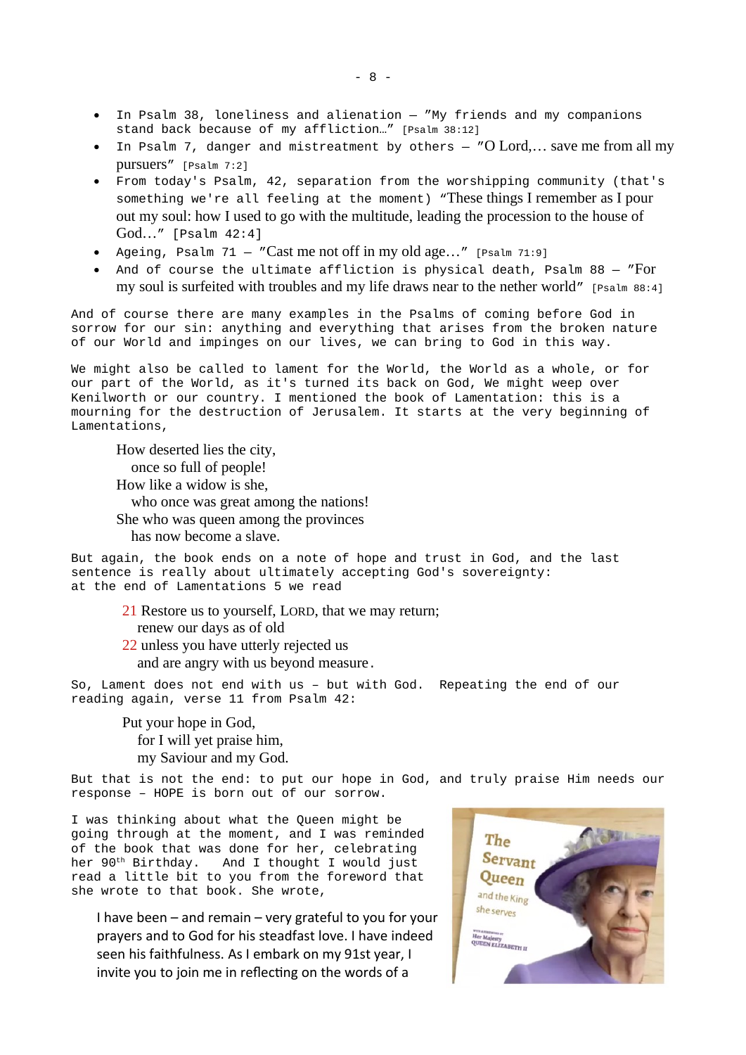- In Psalm 38, loneliness and alienation – "My friends and my companions stand back because of my affliction…" [Psalm 38:12]
- In Psalm 7, danger and mistreatment by others – "O Lord,… save me from all my pursuers" [Psalm 7:2]
- From today's Psalm, 42, separation from the worshipping community (that's something we're all feeling at the moment) "These things I remember as I pour out my soul: how I used to go with the multitude, leading the procession to the house of God…" [Psalm 42:4]
- Ageing, Psalm 71 – "Cast me not off in my old age…" [Psalm 71:9]
- And of course the ultimate affliction is physical death, Psalm 88 – "For my soul is surfeited with troubles and my life draws near to the nether world" [Psalm 88:4]

And of course there are many examples in the Psalms of coming before God in sorrow for our sin: anything and everything that arises from the broken nature of our World and impinges on our lives, we can bring to God in this way.

We might also be called to lament for the World, the World as a whole, or for our part of the World, as it's turned its back on God, We might weep over Kenilworth or our country. I mentioned the book of Lamentation: this is a mourning for the destruction of Jerusalem. It starts at the very beginning of Lamentations,

> How deserted lies the city,
> once so full of people!
> How like a widow is she,
> who once was great among the nations!
> She who was queen among the provinces
> has now become a slave.

But again, the book ends on a note of hope and trust in God, and the last sentence is really about ultimately accepting God's sovereignty: at the end of Lamentations 5 we read

> 21 Restore us to yourself, LORD, that we may return;
> renew our days as of old
> 22 unless you have utterly rejected us
> and are angry with us beyond measure.

So, Lament does not end with us – but with God. Repeating the end of our reading again, verse 11 from Psalm 42:

> Put your hope in God,
> for I will yet praise him,
> my Saviour and my God.

But that is not the end: to put our hope in God, and truly praise Him needs our response – HOPE is born out of our sorrow.

I was thinking about what the Queen might be going through at the moment, and I was reminded of the book that was done for her, celebrating her 90th Birthday. And I thought I would just read a little bit to you from the foreword that she wrote to that book. She wrote,

The Servant Queen and the King she serves

Her Majesty QUEEN ELIZABETH II

> I have been – and remain – very grateful to you for your prayers and to God for his steadfast love. I have indeed seen his faithfulness. As I embark on my 91st year, I invite you to join me in reflecting on the words of a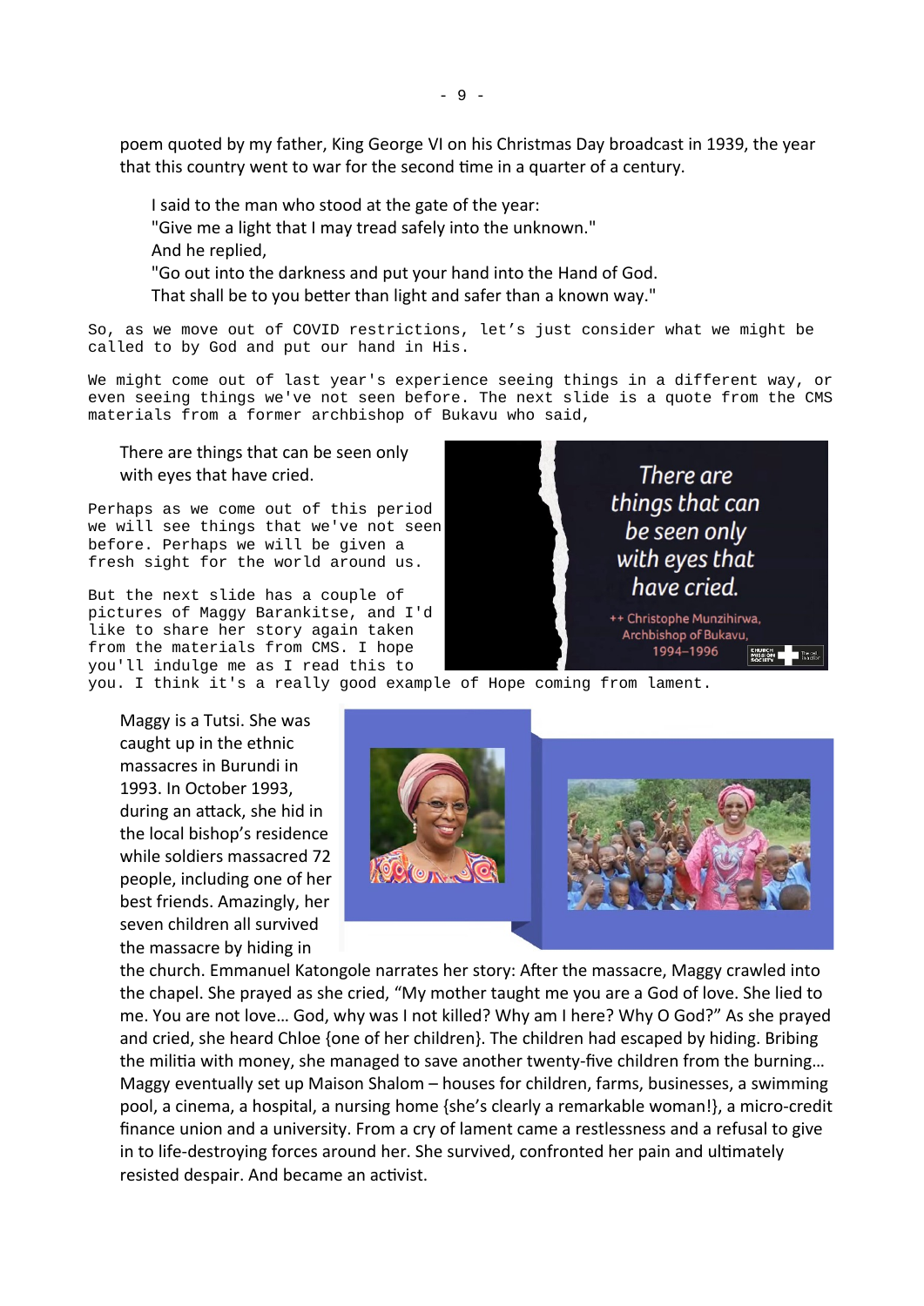poem quoted by my father, King George VI on his Christmas Day broadcast in 1939, the year that this country went to war for the second time in a quarter of a century.

> I said to the man who stood at the gate of the year:
> "Give me a light that I may tread safely into the unknown."
> And he replied,
> "Go out into the darkness and put your hand into the Hand of God.
> That shall be to you better than light and safer than a known way."

So, as we move out of COVID restrictions, let's just consider what we might be called to by God and put our hand in His.

We might come out of last year's experience seeing things in a different way, or even seeing things we've not seen before. The next slide is a quote from the CMS materials from a former archbishop of Bukavu who said,

> There are things that can be seen only with eyes that have cried.

There are things that can be seen only with eyes that have cried.

++ Christophe Munzihirwa, Archbishop of Bukavu, 1994–1996

Perhaps as we come out of this period we will see things that we've not seen before. Perhaps we will be given a fresh sight for the world around us.

But the next slide has a couple of pictures of Maggy Barankitse, and I'd like to share her story again taken from the materials from CMS. I hope you'll indulge me as I read this to you. I think it's a really good example of Hope coming from lament.

Maggy is a Tutsi. She was caught up in the ethnic massacres in Burundi in 1993. In October 1993, during an attack, she hid in the local bishop's residence while soldiers massacred 72 people, including one of her best friends. Amazingly, her seven children all survived the massacre by hiding in the church. Emmanuel Katongole narrates her story: After the massacre, Maggy crawled into the chapel. She prayed as she cried, "My mother taught me you are a God of love. She lied to me. You are not love… God, why was I not killed? Why am I here? Why O God?" As she prayed and cried, she heard Chloe {one of her children}. The children had escaped by hiding. Bribing the militia with money, she managed to save another twenty-five children from the burning… Maggy eventually set up Maison Shalom – houses for children, farms, businesses, a swimming pool, a cinema, a hospital, a nursing home {she's clearly a remarkable woman!}, a micro-credit finance union and a university. From a cry of lament came a restlessness and a refusal to give in to life-destroying forces around her. She survived, confronted her pain and ultimately resisted despair. And became an activist.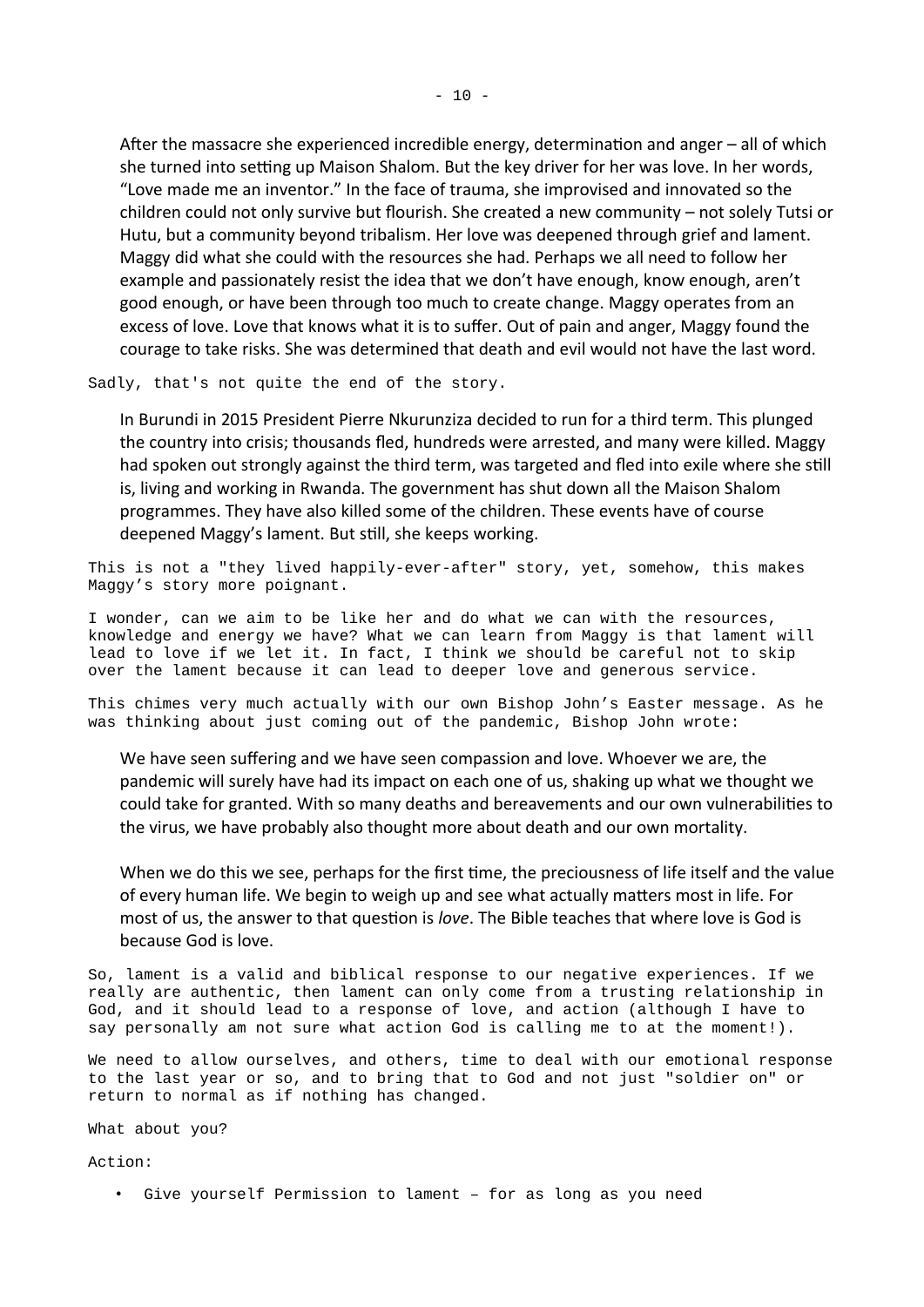> After the massacre she experienced incredible energy, determination and anger – all of which she turned into setting up Maison Shalom. But the key driver for her was love. In her words, "Love made me an inventor." In the face of trauma, she improvised and innovated so the children could not only survive but flourish. She created a new community – not solely Tutsi or Hutu, but a community beyond tribalism. Her love was deepened through grief and lament. Maggy did what she could with the resources she had. Perhaps we all need to follow her example and passionately resist the idea that we don't have enough, know enough, aren't good enough, or have been through too much to create change. Maggy operates from an excess of love. Love that knows what it is to suffer. Out of pain and anger, Maggy found the courage to take risks. She was determined that death and evil would not have the last word.

Sadly, that's not quite the end of the story.

> In Burundi in 2015 President Pierre Nkurunziza decided to run for a third term. This plunged the country into crisis; thousands fled, hundreds were arrested, and many were killed. Maggy had spoken out strongly against the third term, was targeted and fled into exile where she still is, living and working in Rwanda. The government has shut down all the Maison Shalom programmes. They have also killed some of the children. These events have of course deepened Maggy's lament. But still, she keeps working.

This is not a "they lived happily-ever-after" story, yet, somehow, this makes Maggy's story more poignant.

I wonder, can we aim to be like her and do what we can with the resources, knowledge and energy we have? What we can learn from Maggy is that lament will lead to love if we let it. In fact, I think we should be careful not to skip over the lament because it can lead to deeper love and generous service.

This chimes very much actually with our own Bishop John's Easter message. As he was thinking about just coming out of the pandemic, Bishop John wrote:

> We have seen suffering and we have seen compassion and love. Whoever we are, the pandemic will surely have had its impact on each one of us, shaking up what we thought we could take for granted. With so many deaths and bereavements and our own vulnerabilities to the virus, we have probably also thought more about death and our own mortality.
>
> When we do this we see, perhaps for the first time, the preciousness of life itself and the value of every human life. We begin to weigh up and see what actually matters most in life. For most of us, the answer to that question is *love*. The Bible teaches that where love is God is because God is love.

So, lament is a valid and biblical response to our negative experiences. If we really are authentic, then lament can only come from a trusting relationship in God, and it should lead to a response of love, and action (although I have to say personally am not sure what action God is calling me to at the moment!).

We need to allow ourselves, and others, time to deal with our emotional response to the last year or so, and to bring that to God and not just "soldier on" or return to normal as if nothing has changed.

What about you?

Action:

- Give yourself Permission to lament – for as long as you need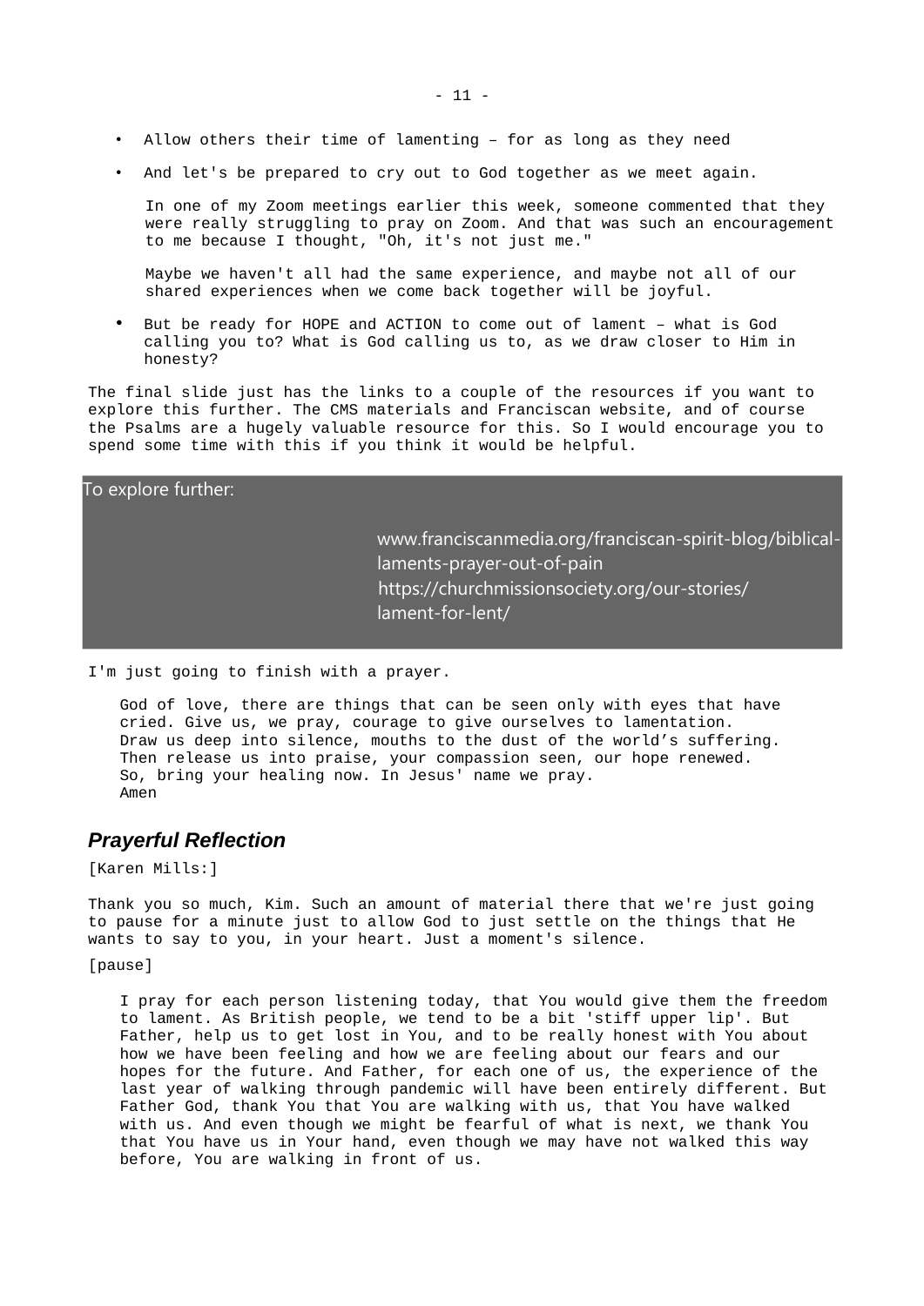- Allow others their time of lamenting – for as long as they need
- And let's be prepared to cry out to God together as we meet again.

  In one of my Zoom meetings earlier this week, someone commented that they were really struggling to pray on Zoom. And that was such an encouragement to me because I thought, "Oh, it's not just me."

  Maybe we haven't all had the same experience, and maybe not all of our shared experiences when we come back together will be joyful.

- But be ready for HOPE and ACTION to come out of lament – what is God calling you to? What is God calling us to, as we draw closer to Him in honesty?

The final slide just has the links to a couple of the resources if you want to explore this further. The CMS materials and Franciscan website, and of course the Psalms are a hugely valuable resource for this. So I would encourage you to spend some time with this if you think it would be helpful.

To explore further:

www.franciscanmedia.org/franciscan-spirit-blog/biblical-laments-prayer-out-of-pain
https://churchmissionsociety.org/our-stories/lament-for-lent/

I'm just going to finish with a prayer.

> God of love, there are things that can be seen only with eyes that have cried. Give us, we pray, courage to give ourselves to lamentation. Draw us deep into silence, mouths to the dust of the world's suffering. Then release us into praise, your compassion seen, our hope renewed. So, bring your healing now. In Jesus' name we pray.
> Amen

## ***Prayerful Reflection***

[Karen Mills:]

Thank you so much, Kim. Such an amount of material there that we're just going to pause for a minute just to allow God to just settle on the things that He wants to say to you, in your heart. Just a moment's silence.

[pause]

> I pray for each person listening today, that You would give them the freedom to lament. As British people, we tend to be a bit 'stiff upper lip'. But Father, help us to get lost in You, and to be really honest with You about how we have been feeling and how we are feeling about our fears and our hopes for the future. And Father, for each one of us, the experience of the last year of walking through pandemic will have been entirely different. But Father God, thank You that You are walking with us, that You have walked with us. And even though we might be fearful of what is next, we thank You that You have us in Your hand, even though we may have not walked this way before, You are walking in front of us.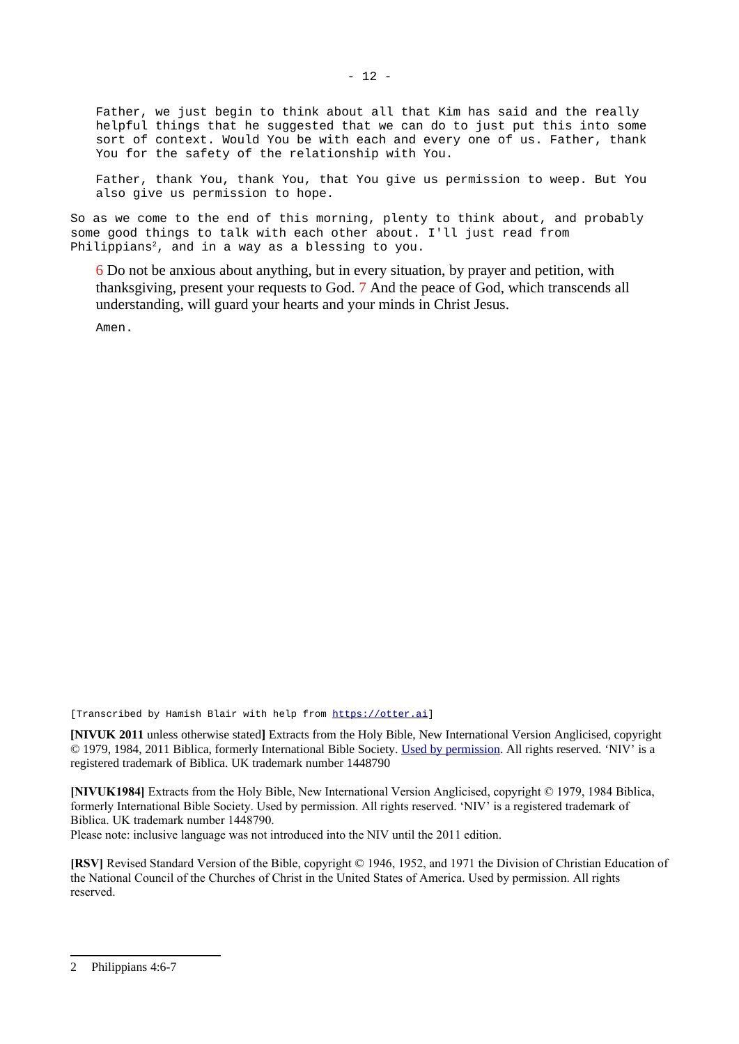Father, we just begin to think about all that Kim has said and the really helpful things that he suggested that we can do to just put this into some sort of context. Would You be with each and every one of us. Father, thank You for the safety of the relationship with You.

Father, thank You, thank You, that You give us permission to weep. But You also give us permission to hope.

So as we come to the end of this morning, plenty to think about, and probably some good things to talk with each other about. I'll just read from Philippians[2], and in a way as a blessing to you.

> 6 Do not be anxious about anything, but in every situation, by prayer and petition, with thanksgiving, present your requests to God. 7 And the peace of God, which transcends all understanding, will guard your hearts and your minds in Christ Jesus.

Amen.

[Transcribed by Hamish Blair with help from https://otter.ai]

**[NIVUK 2011** unless otherwise stated**]** Extracts from the Holy Bible, New International Version Anglicised, copyright © 1979, 1984, 2011 Biblica, formerly International Bible Society. Used by permission. All rights reserved. 'NIV' is a registered trademark of Biblica. UK trademark number 1448790

**[NIVUK1984]** Extracts from the Holy Bible, New International Version Anglicised, copyright © 1979, 1984 Biblica, formerly International Bible Society. Used by permission. All rights reserved. 'NIV' is a registered trademark of Biblica. UK trademark number 1448790.
Please note: inclusive language was not introduced into the NIV until the 2011 edition.

**[RSV]** Revised Standard Version of the Bible, copyright © 1946, 1952, and 1971 the Division of Christian Education of the National Council of the Churches of Christ in the United States of America. Used by permission. All rights reserved.

2 Philippians 4:6-7